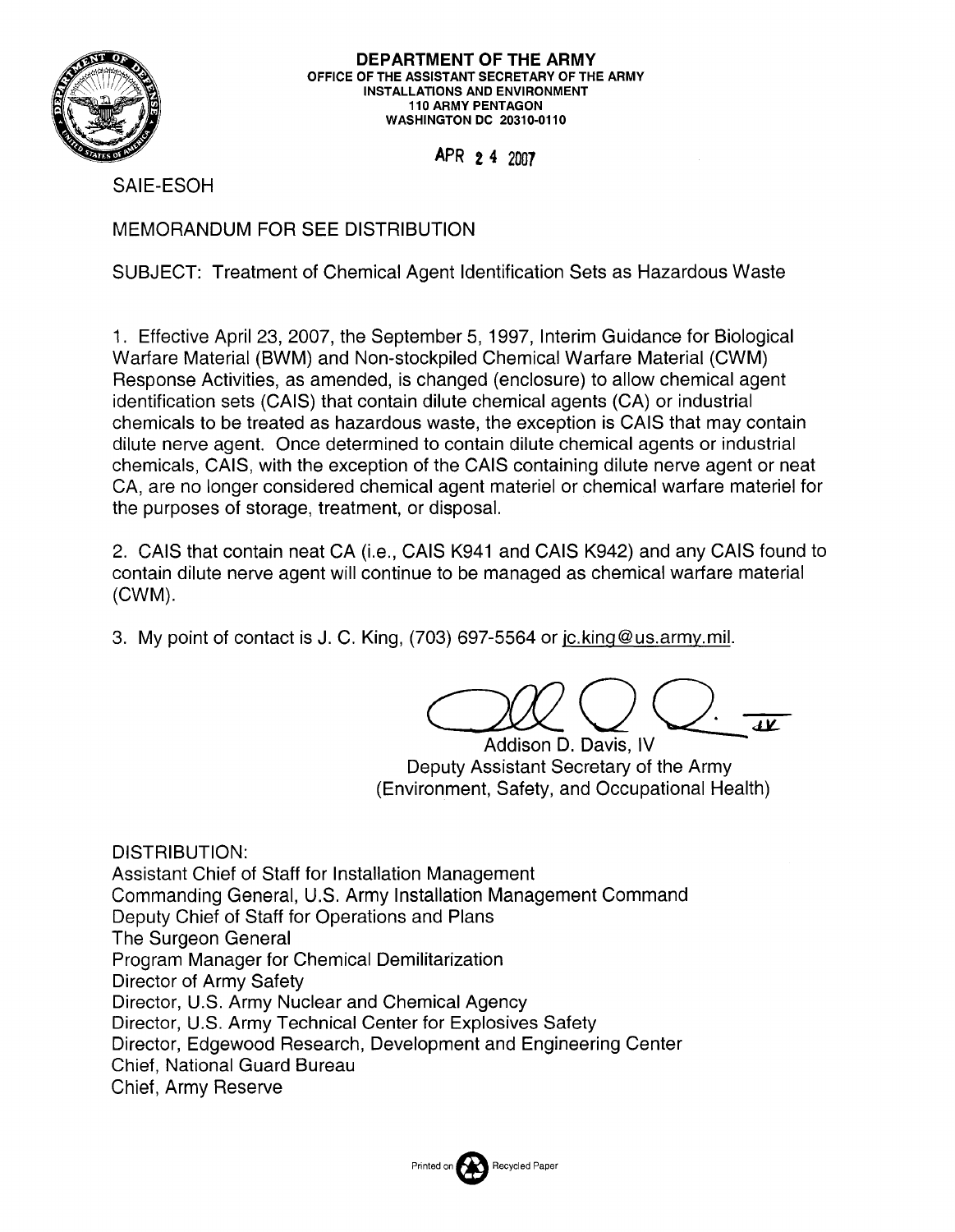**DEPARTMENT OF THE ARMY**
**OFFICE OF THE ASSISTANT SECRETARY OF THE ARMY**
**INSTALLATIONS AND ENVIRONMENT**
**110 ARMY PENTAGON**
**WASHINGTON DC 20310-0110**

APR 24 2007

SAIE-ESOH

MEMORANDUM FOR SEE DISTRIBUTION

SUBJECT: Treatment of Chemical Agent Identification Sets as Hazardous Waste

1. Effective April 23, 2007, the September 5, 1997, Interim Guidance for Biological Warfare Material (BWM) and Non-stockpiled Chemical Warfare Material (CWM) Response Activities, as amended, is changed (enclosure) to allow chemical agent identification sets (CAIS) that contain dilute chemical agents (CA) or industrial chemicals to be treated as hazardous waste, the exception is CAIS that may contain dilute nerve agent. Once determined to contain dilute chemical agents or industrial chemicals, CAIS, with the exception of the CAIS containing dilute nerve agent or neat CA, are no longer considered chemical agent materiel or chemical warfare materiel for the purposes of storage, treatment, or disposal.

2. CAIS that contain neat CA (i.e., CAIS K941 and CAIS K942) and any CAIS found to contain dilute nerve agent will continue to be managed as chemical warfare material (CWM).

3. My point of contact is J. C. King, (703) 697-5564 or jc.king@us.army.mil.

Addison D. Davis, IV
Deputy Assistant Secretary of the Army
(Environment, Safety, and Occupational Health)

DISTRIBUTION:
Assistant Chief of Staff for Installation Management
Commanding General, U.S. Army Installation Management Command
Deputy Chief of Staff for Operations and Plans
The Surgeon General
Program Manager for Chemical Demilitarization
Director of Army Safety
Director, U.S. Army Nuclear and Chemical Agency
Director, U.S. Army Technical Center for Explosives Safety
Director, Edgewood Research, Development and Engineering Center
Chief, National Guard Bureau
Chief, Army Reserve

Printed on Recycled Paper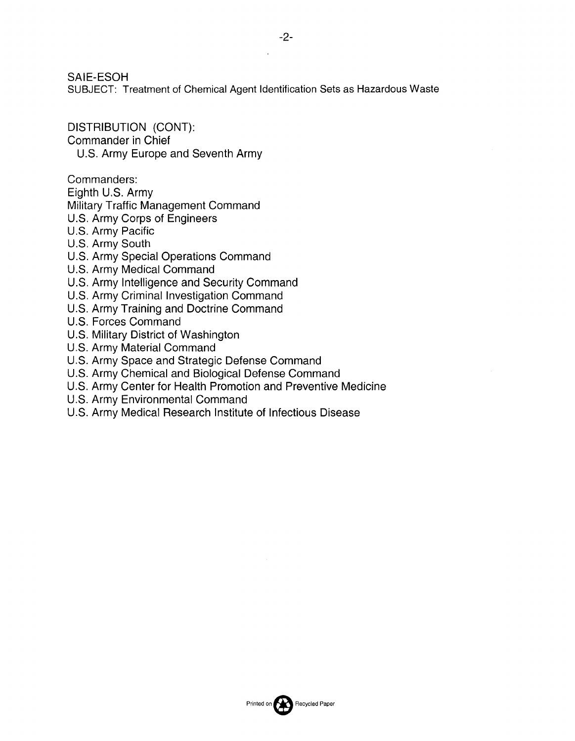SAIE-ESOH
SUBJECT: Treatment of Chemical Agent Identification Sets as Hazardous Waste

DISTRIBUTION (CONT):
Commander in Chief
U.S. Army Europe and Seventh Army

Commanders:
Eighth U.S. Army
Military Traffic Management Command
U.S. Army Corps of Engineers
U.S. Army Pacific
U.S. Army South
U.S. Army Special Operations Command
U.S. Army Medical Command
U.S. Army Intelligence and Security Command
U.S. Army Criminal Investigation Command
U.S. Army Training and Doctrine Command
U.S. Forces Command
U.S. Military District of Washington
U.S. Army Material Command
U.S. Army Space and Strategic Defense Command
U.S. Army Chemical and Biological Defense Command
U.S. Army Center for Health Promotion and Preventive Medicine
U.S. Army Environmental Command
U.S. Army Medical Research Institute of Infectious Disease

Printed on Recycled Paper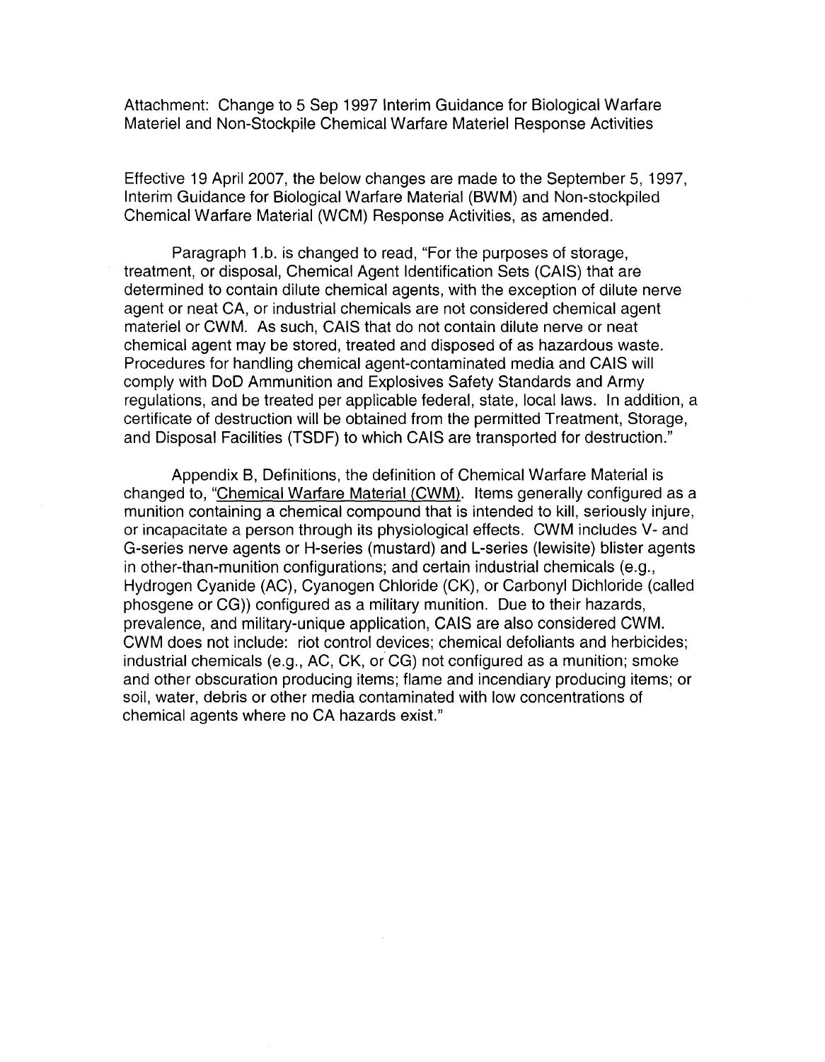Attachment: Change to 5 Sep 1997 Interim Guidance for Biological Warfare Materiel and Non-Stockpile Chemical Warfare Materiel Response Activities

Effective 19 April 2007, the below changes are made to the September 5, 1997, Interim Guidance for Biological Warfare Material (BWM) and Non-stockpiled Chemical Warfare Material (WCM) Response Activities, as amended.

Paragraph 1.b. is changed to read, "For the purposes of storage, treatment, or disposal, Chemical Agent Identification Sets (CAIS) that are determined to contain dilute chemical agents, with the exception of dilute nerve agent or neat CA, or industrial chemicals are not considered chemical agent materiel or CWM. As such, CAIS that do not contain dilute nerve or neat chemical agent may be stored, treated and disposed of as hazardous waste. Procedures for handling chemical agent-contaminated media and CAIS will comply with DoD Ammunition and Explosives Safety Standards and Army regulations, and be treated per applicable federal, state, local laws. In addition, a certificate of destruction will be obtained from the permitted Treatment, Storage, and Disposal Facilities (TSDF) to which CAIS are transported for destruction."

Appendix B, Definitions, the definition of Chemical Warfare Material is changed to, "<u>Chemical Warfare Material (CWM)</u>. Items generally configured as a munition containing a chemical compound that is intended to kill, seriously injure, or incapacitate a person through its physiological effects. CWM includes V- and G-series nerve agents or H-series (mustard) and L-series (lewisite) blister agents in other-than-munition configurations; and certain industrial chemicals (e.g., Hydrogen Cyanide (AC), Cyanogen Chloride (CK), or Carbonyl Dichloride (called phosgene or CG)) configured as a military munition. Due to their hazards, prevalence, and military-unique application, CAIS are also considered CWM. CWM does not include: riot control devices; chemical defoliants and herbicides; industrial chemicals (e.g., AC, CK, or CG) not configured as a munition; smoke and other obscuration producing items; flame and incendiary producing items; or soil, water, debris or other media contaminated with low concentrations of chemical agents where no CA hazards exist."